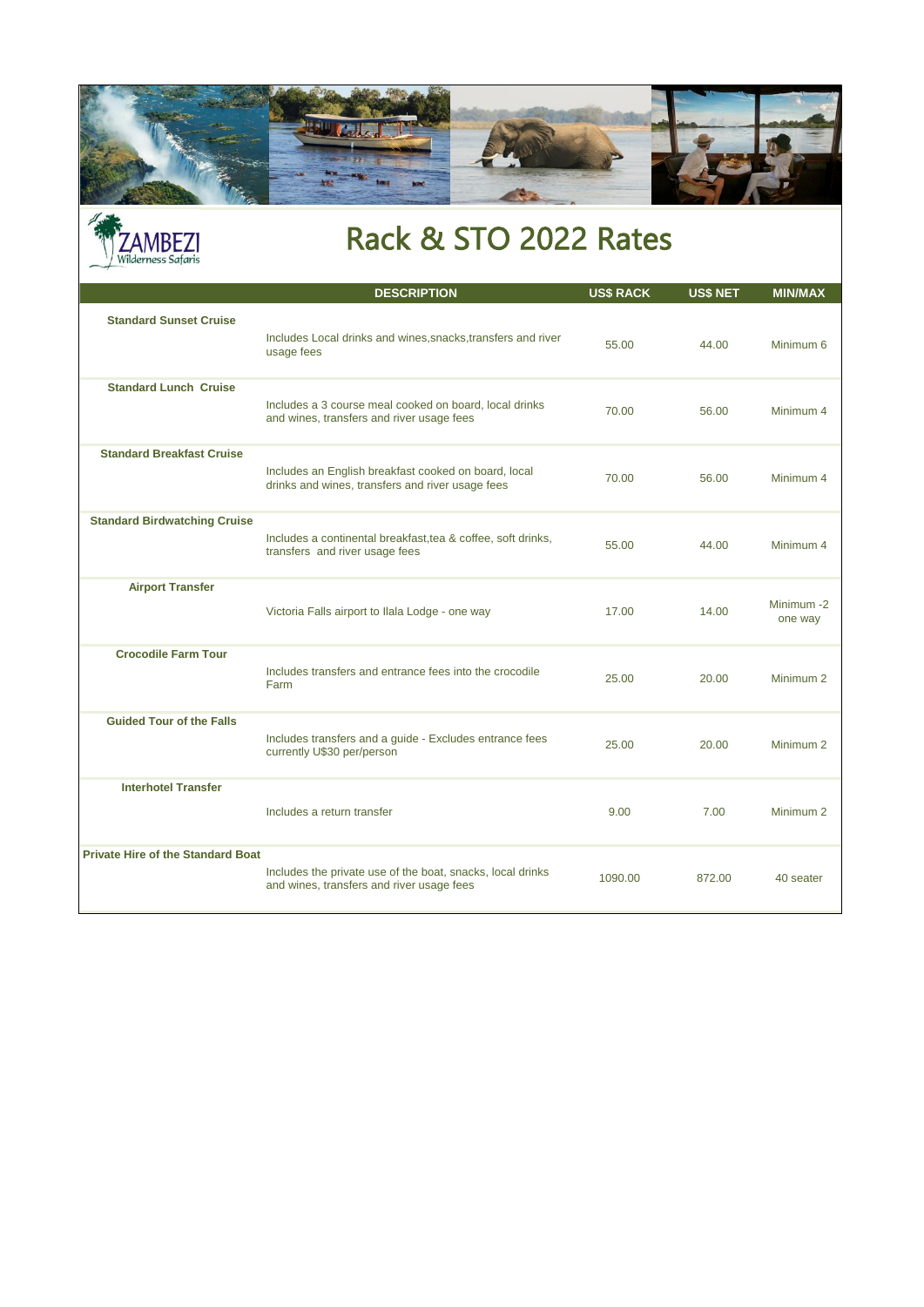ZAMBEZI
Wilderness Safaris

# Rack & STO 2022 Rates

| | DESCRIPTION | US$ RACK | US$ NET | MIN/MAX |
|---|---|---|---|---|
| **Standard Sunset Cruise** | Includes Local drinks and wines,snacks,transfers and river usage fees | 55.00 | 44.00 | Minimum 6 |
| **Standard Lunch Cruise** | Includes a 3 course meal cooked on board, local drinks and wines, transfers and river usage fees | 70.00 | 56.00 | Minimum 4 |
| **Standard Breakfast Cruise** | Includes an English breakfast cooked on board, local drinks and wines, transfers and river usage fees | 70.00 | 56.00 | Minimum 4 |
| **Standard Birdwatching Cruise** | Includes a continental breakfast,tea & coffee, soft drinks, transfers and river usage fees | 55.00 | 44.00 | Minimum 4 |
| **Airport Transfer** | Victoria Falls airport to Ilala Lodge - one way | 17.00 | 14.00 | Minimum -2 one way |
| **Crocodile Farm Tour** | Includes transfers and entrance fees into the crocodile Farm | 25.00 | 20.00 | Minimum 2 |
| **Guided Tour of the Falls** | Includes transfers and a guide - Excludes entrance fees currently U$30 per/person | 25.00 | 20.00 | Minimum 2 |
| **Interhotel Transfer** | Includes a return transfer | 9.00 | 7.00 | Minimum 2 |
| **Private Hire of the Standard Boat** | Includes the private use of the boat, snacks, local drinks and wines, transfers and river usage fees | 1090.00 | 872.00 | 40 seater |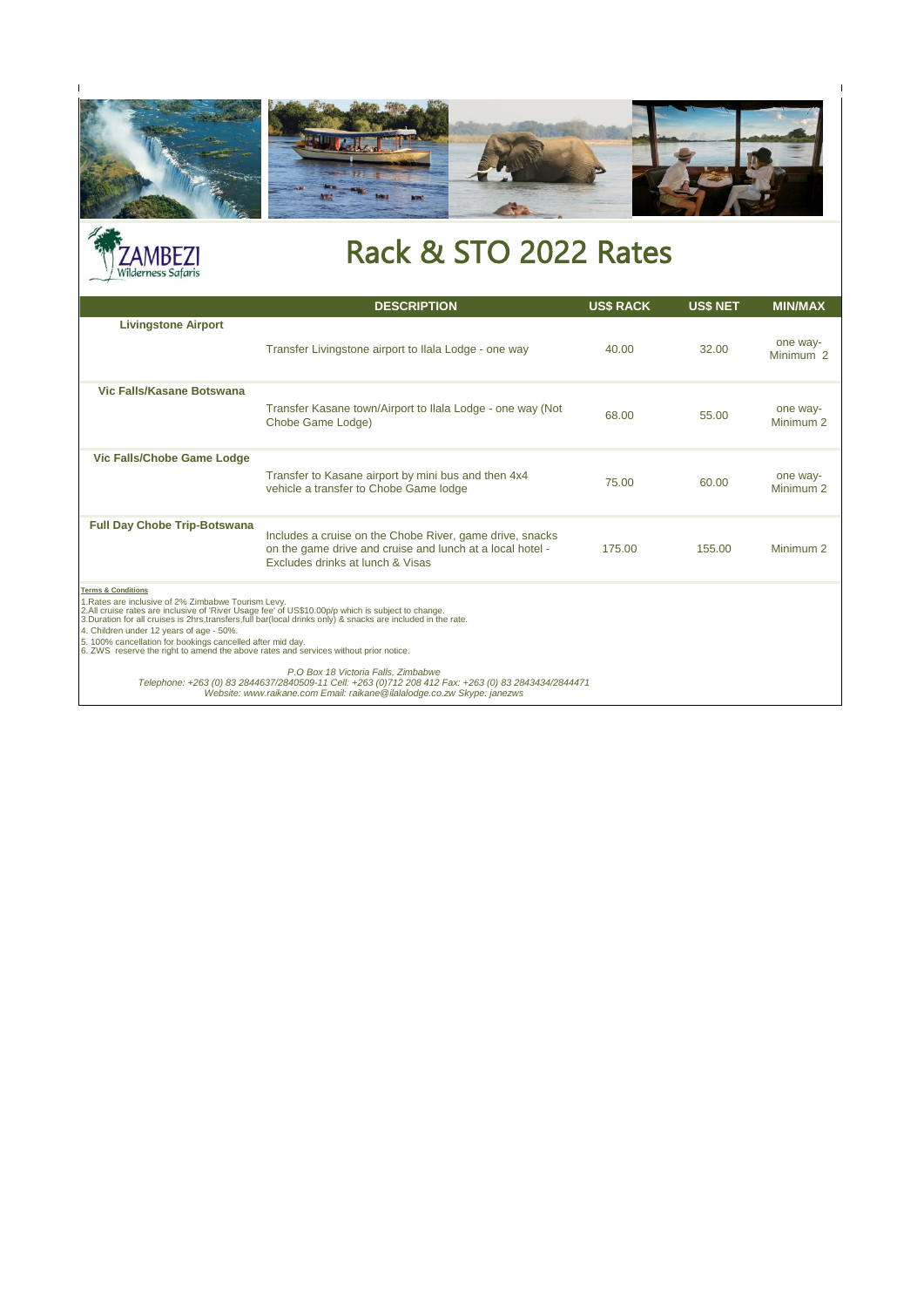ZAMBEZI
Wilderness Safaris

# Rack & STO 2022 Rates

| | DESCRIPTION | US$ RACK | US$ NET | MIN/MAX |
|---|---|---|---|---|
| **Livingstone Airport** | Transfer Livingstone airport to Ilala Lodge - one way | 40.00 | 32.00 | one way- Minimum 2 |
| **Vic Falls/Kasane Botswana** | Transfer Kasane town/Airport to Ilala Lodge - one way (Not Chobe Game Lodge) | 68.00 | 55.00 | one way- Minimum 2 |
| **Vic Falls/Chobe Game Lodge** | Transfer to Kasane airport by mini bus and then 4x4 vehicle a transfer to Chobe Game lodge | 75.00 | 60.00 | one way- Minimum 2 |
| **Full Day Chobe Trip-Botswana** | Includes a cruise on the Chobe River, game drive, snacks on the game drive and cruise and lunch at a local hotel - Excludes drinks at lunch & Visas | 175.00 | 155.00 | Minimum 2 |

**Terms & Conditions**

1.Rates are inclusive of 2% Zimbabwe Tourism Levy.
2.All cruise rates are inclusive of 'River Usage fee' of US$10.00p/p which is subject to change.
3.Duration for all cruises is 2hrs,transfers,full bar(local drinks only) & snacks are included in the rate.
4. Children under 12 years of age - 50%.
5. 100% cancellation for bookings cancelled after mid day.
6. ZWS reserve the right to amend the above rates and services without prior notice.

*P.O Box 18 Victoria Falls, Zimbabwe*
*Telephone: +263 (0) 83 2844637/2840509-11 Cell: +263 (0)712 208 412 Fax: +263 (0) 83 2843434/2844471*
*Website: www.raikane.com Email: raikane@ilalalodge.co.zw Skype: janezws*